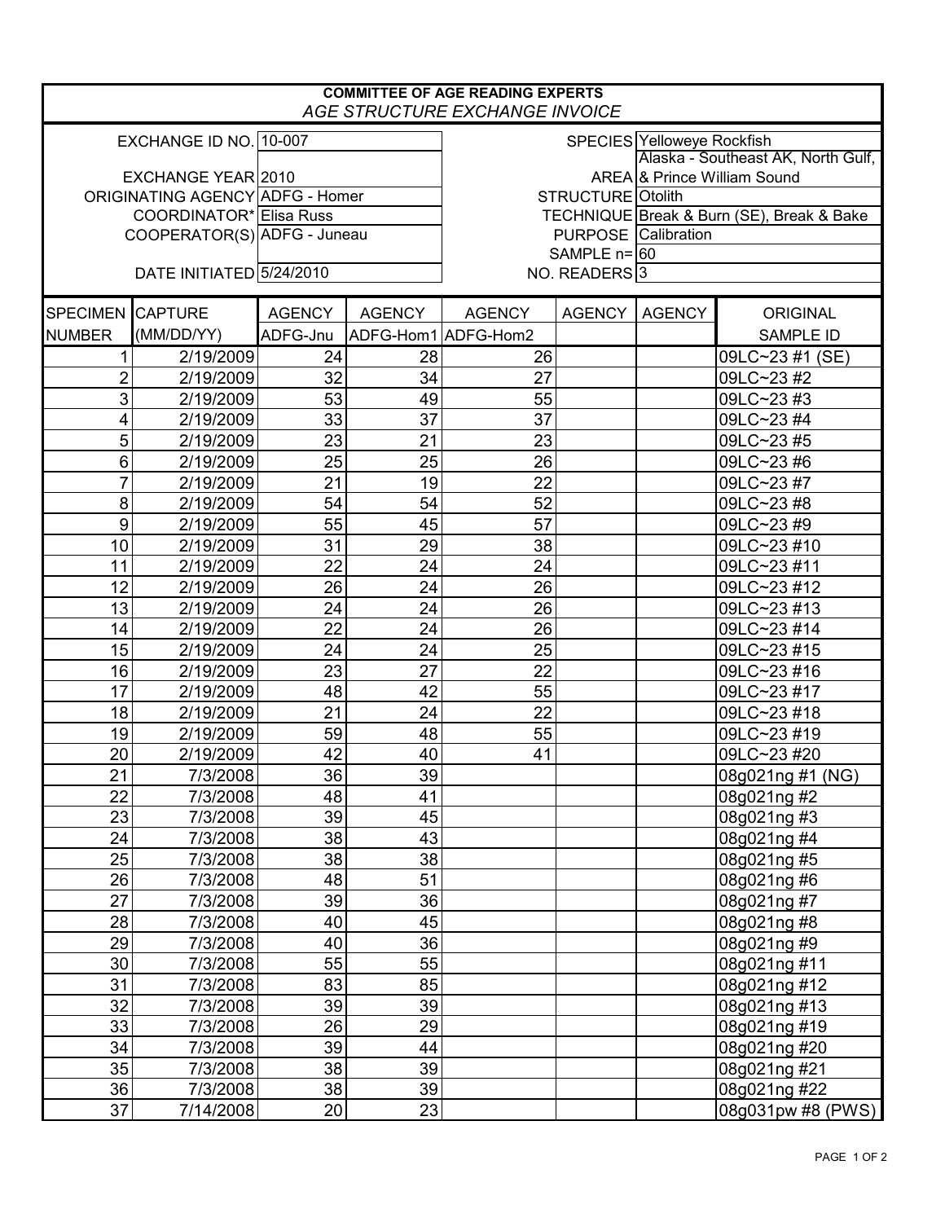**COMMITTEE OF AGE READING EXPERTS**

*AGE STRUCTURE EXCHANGE INVOICE*

| | | | |
|---|---|---|---|
| EXCHANGE ID NO. | 10-007 | SPECIES | Yelloweye Rockfish |
| EXCHANGE YEAR | 2010 | AREA | Alaska - Southeast AK, North Gulf, & Prince William Sound |
| ORIGINATING AGENCY | ADFG - Homer | STRUCTURE | Otolith |
| COORDINATOR* | Elisa Russ | TECHNIQUE | Break & Burn (SE), Break & Bake |
| COOPERATOR(S) | ADFG - Juneau | PURPOSE | Calibration |
| | | SAMPLE n= | 60 |
| DATE INITIATED | 5/24/2010 | NO. READERS | 3 |

| SPECIMEN NUMBER | CAPTURE (MM/DD/YY) | AGENCY ADFG-Jnu | AGENCY ADFG-Hom1 | AGENCY ADFG-Hom2 | AGENCY | AGENCY | ORIGINAL SAMPLE ID |
|---|---|---|---|---|---|---|---|
| 1 | 2/19/2009 | 24 | 28 | 26 | | | 09LC~23 #1 (SE) |
| 2 | 2/19/2009 | 32 | 34 | 27 | | | 09LC~23 #2 |
| 3 | 2/19/2009 | 53 | 49 | 55 | | | 09LC~23 #3 |
| 4 | 2/19/2009 | 33 | 37 | 37 | | | 09LC~23 #4 |
| 5 | 2/19/2009 | 23 | 21 | 23 | | | 09LC~23 #5 |
| 6 | 2/19/2009 | 25 | 25 | 26 | | | 09LC~23 #6 |
| 7 | 2/19/2009 | 21 | 19 | 22 | | | 09LC~23 #7 |
| 8 | 2/19/2009 | 54 | 54 | 52 | | | 09LC~23 #8 |
| 9 | 2/19/2009 | 55 | 45 | 57 | | | 09LC~23 #9 |
| 10 | 2/19/2009 | 31 | 29 | 38 | | | 09LC~23 #10 |
| 11 | 2/19/2009 | 22 | 24 | 24 | | | 09LC~23 #11 |
| 12 | 2/19/2009 | 26 | 24 | 26 | | | 09LC~23 #12 |
| 13 | 2/19/2009 | 24 | 24 | 26 | | | 09LC~23 #13 |
| 14 | 2/19/2009 | 22 | 24 | 26 | | | 09LC~23 #14 |
| 15 | 2/19/2009 | 24 | 24 | 25 | | | 09LC~23 #15 |
| 16 | 2/19/2009 | 23 | 27 | 22 | | | 09LC~23 #16 |
| 17 | 2/19/2009 | 48 | 42 | 55 | | | 09LC~23 #17 |
| 18 | 2/19/2009 | 21 | 24 | 22 | | | 09LC~23 #18 |
| 19 | 2/19/2009 | 59 | 48 | 55 | | | 09LC~23 #19 |
| 20 | 2/19/2009 | 42 | 40 | 41 | | | 09LC~23 #20 |
| 21 | 7/3/2008 | 36 | 39 | | | | 08g021ng #1 (NG) |
| 22 | 7/3/2008 | 48 | 41 | | | | 08g021ng #2 |
| 23 | 7/3/2008 | 39 | 45 | | | | 08g021ng #3 |
| 24 | 7/3/2008 | 38 | 43 | | | | 08g021ng #4 |
| 25 | 7/3/2008 | 38 | 38 | | | | 08g021ng #5 |
| 26 | 7/3/2008 | 48 | 51 | | | | 08g021ng #6 |
| 27 | 7/3/2008 | 39 | 36 | | | | 08g021ng #7 |
| 28 | 7/3/2008 | 40 | 45 | | | | 08g021ng #8 |
| 29 | 7/3/2008 | 40 | 36 | | | | 08g021ng #9 |
| 30 | 7/3/2008 | 55 | 55 | | | | 08g021ng #11 |
| 31 | 7/3/2008 | 83 | 85 | | | | 08g021ng #12 |
| 32 | 7/3/2008 | 39 | 39 | | | | 08g021ng #13 |
| 33 | 7/3/2008 | 26 | 29 | | | | 08g021ng #19 |
| 34 | 7/3/2008 | 39 | 44 | | | | 08g021ng #20 |
| 35 | 7/3/2008 | 38 | 39 | | | | 08g021ng #21 |
| 36 | 7/3/2008 | 38 | 39 | | | | 08g021ng #22 |
| 37 | 7/14/2008 | 20 | 23 | | | | 08g031pw #8 (PWS) |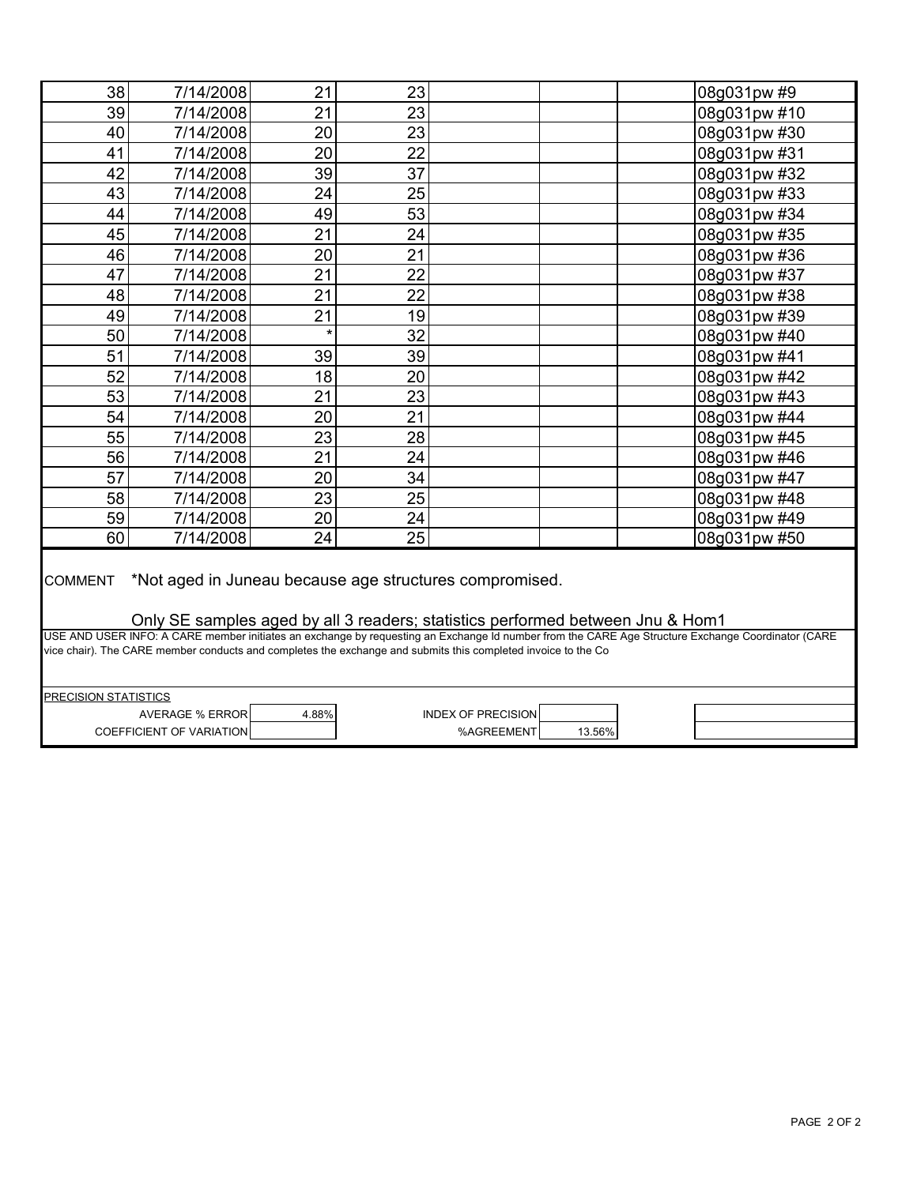| | | | | | | | |
|---|---|---|---|---|---|---|---|
| 38 | 7/14/2008 | 21 | 23 | | | | 08g031pw #9 |
| 39 | 7/14/2008 | 21 | 23 | | | | 08g031pw #10 |
| 40 | 7/14/2008 | 20 | 23 | | | | 08g031pw #30 |
| 41 | 7/14/2008 | 20 | 22 | | | | 08g031pw #31 |
| 42 | 7/14/2008 | 39 | 37 | | | | 08g031pw #32 |
| 43 | 7/14/2008 | 24 | 25 | | | | 08g031pw #33 |
| 44 | 7/14/2008 | 49 | 53 | | | | 08g031pw #34 |
| 45 | 7/14/2008 | 21 | 24 | | | | 08g031pw #35 |
| 46 | 7/14/2008 | 20 | 21 | | | | 08g031pw #36 |
| 47 | 7/14/2008 | 21 | 22 | | | | 08g031pw #37 |
| 48 | 7/14/2008 | 21 | 22 | | | | 08g031pw #38 |
| 49 | 7/14/2008 | 21 | 19 | | | | 08g031pw #39 |
| 50 | 7/14/2008 | * | 32 | | | | 08g031pw #40 |
| 51 | 7/14/2008 | 39 | 39 | | | | 08g031pw #41 |
| 52 | 7/14/2008 | 18 | 20 | | | | 08g031pw #42 |
| 53 | 7/14/2008 | 21 | 23 | | | | 08g031pw #43 |
| 54 | 7/14/2008 | 20 | 21 | | | | 08g031pw #44 |
| 55 | 7/14/2008 | 23 | 28 | | | | 08g031pw #45 |
| 56 | 7/14/2008 | 21 | 24 | | | | 08g031pw #46 |
| 57 | 7/14/2008 | 20 | 34 | | | | 08g031pw #47 |
| 58 | 7/14/2008 | 23 | 25 | | | | 08g031pw #48 |
| 59 | 7/14/2008 | 20 | 24 | | | | 08g031pw #49 |
| 60 | 7/14/2008 | 24 | 25 | | | | 08g031pw #50 |

COMMENT *Not aged in Juneau because age structures compromised.

Only SE samples aged by all 3 readers; statistics performed between Jnu & Hom1

USE AND USER INFO: A CARE member initiates an exchange by requesting an Exchange Id number from the CARE Age Structure Exchange Coordinator (CARE vice chair). The CARE member conducts and completes the exchange and submits this completed invoice to the Co

PRECISION STATISTICS

| | | | |
|---|---|---|---|
| AVERAGE % ERROR | 4.88% | INDEX OF PRECISION | |
| COEFFICIENT OF VARIATION | | %AGREEMENT | 13.56% |